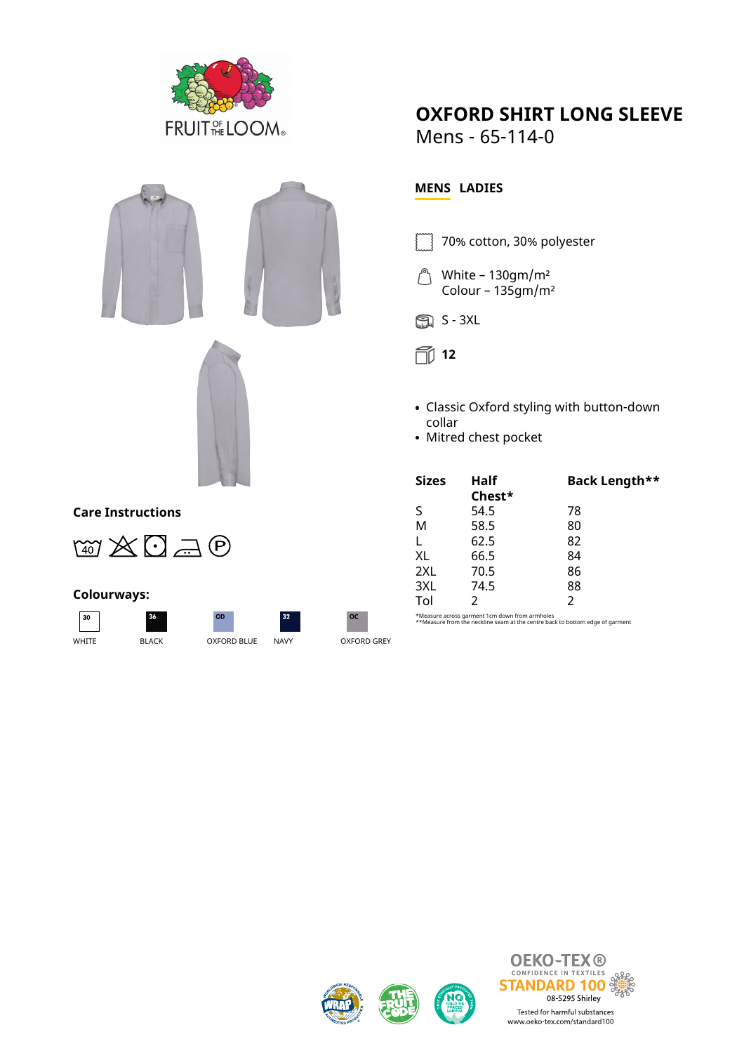# OXFORD SHIRT LONG SLEEVE

Mens - 65-114-0

**MENS** **LADIES**

70% cotton, 30% polyester

White – 130gm/m²
Colour – 135gm/m²

S - 3XL

**12**

- Classic Oxford styling with button-down collar
- Mitred chest pocket

| Sizes | Half Chest* | Back Length** |
|---|---|---|
| S | 54.5 | 78 |
| M | 58.5 | 80 |
| L | 62.5 | 82 |
| XL | 66.5 | 84 |
| 2XL | 70.5 | 86 |
| 3XL | 74.5 | 88 |
| Tol | 2 | 2 |

*Measure across garment 1cm down from armholes
**Measure from the neckline seam at the centre back to bottom edge of garment

## Care Instructions

40

## Colourways:

| 30 | 36 | OD | 32 | OC |
|---|---|---|---|---|
| WHITE | BLACK | OXFORD BLUE | NAVY | OXFORD GREY |

OEKO-TEX®
CONFIDENCE IN TEXTILES
STANDARD 100
08-5295 Shirley
Tested for harmful substances
www.oeko-tex.com/standard100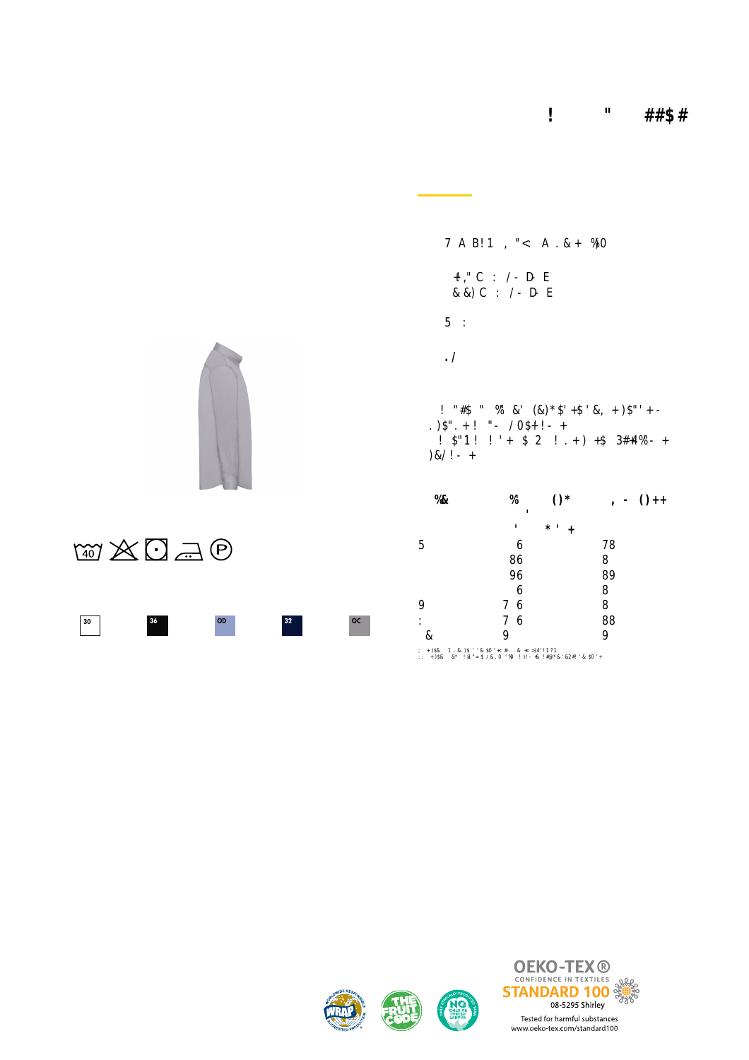**! " ##$ #**

7 A B! 1 , "< A . & + %0

+ ," C : / - D E
& &) C : / - D E

5 :

. /

! "#$ " % &' (&) * $' +$ ' &, + )$" ' + -
. )$". + ! "- / 0$+! - +
! $"1 ! ! ' + $ 2 ! . + ) +$ 3#+4%- +
)&/ ! - +

| %& | % ' | ()* ' * ' + | , - ()++ |
|---|---|---|---|
| 5 | 6 | | 78 |
| | 86 | | 8 |
| | 96 | | 89 |
| | 6 | | 8 |
| 9 | 7 6 | | 8 |
| : | 7 6 | | 88 |
| & | 9 | | 9 |

; +)$& 1 . &. )$ ' ' & $0 ' +< # . & + >)4' ! 1 ? 1
; ; +)$& &* ! 3 ' = $ / & . 0 ' %0 ! )! - & ! #@ * & ' &2 #! ' & $0 ' +

40

30 36 OD 32 OC

OEKO-TEX®
CONFIDENCE IN TEXTILES
STANDARD 100
08-5295 Shirley
Tested for harmful substances
www.oeko-tex.com/standard100